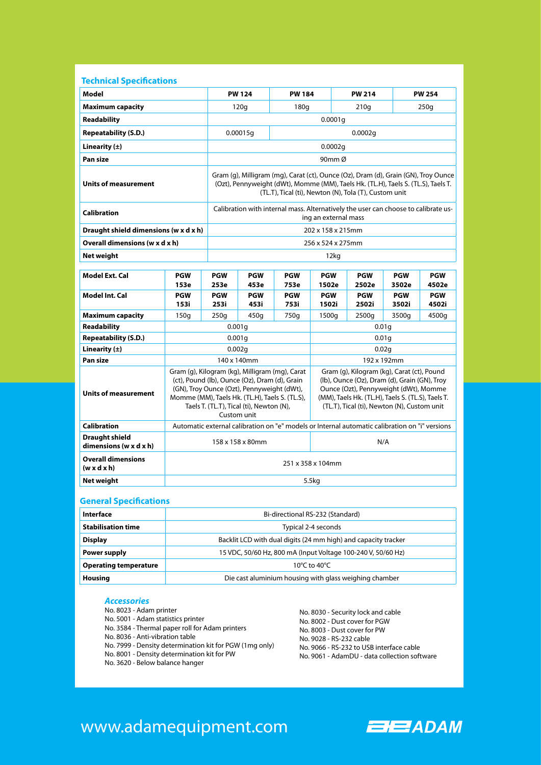## Technical Specifications

| Model | PW 124 | PW 184 | PW 214 | PW 254 |
|---|---|---|---|---|
| Maximum capacity | 120g | 180g | 210g | 250g |
| Readability | 0.0001g | | | |
| Repeatability (S.D.) | 0.00015g | 0.0002g | | |
| Linearity (±) | 0.0002g | | | |
| Pan size | 90mm Ø | | | |
| Units of measurement | Gram (g), Milligram (mg), Carat (ct), Ounce (Oz), Dram (d), Grain (GN), Troy Ounce (Ozt), Pennyweight (dWt), Momme (MM), Taels Hk. (TL.H), Taels S. (TL.S), Taels T. (TL.T), Tical (ti), Newton (N), Tola (T), Custom unit | | | |
| Calibration | Calibration with internal mass. Alternatively the user can choose to calibrate using an external mass | | | |
| Draught shield dimensions (w x d x h) | 202 x 158 x 215mm | | | |
| Overall dimensions (w x d x h) | 256 x 524 x 275mm | | | |
| Net weight | 12kg | | | |

| Model Ext. Cal | PGW 153e | PGW 253e | PGW 453e | PGW 753e | PGW 1502e | PGW 2502e | PGW 3502e | PGW 4502e |
|---|---|---|---|---|---|---|---|---|
| Model Int. Cal | PGW 153i | PGW 253i | PGW 453i | PGW 753i | PGW 1502i | PGW 2502i | PGW 3502i | PGW 4502i |
| Maximum capacity | 150g | 250g | 450g | 750g | 1500g | 2500g | 3500g | 4500g |
| Readability | 0.001g | | | | 0.01g | | | |
| Repeatability (S.D.) | 0.001g | | | | 0.01g | | | |
| Linearity (±) | 0.002g | | | | 0.02g | | | |
| Pan size | 140 x 140mm | | | | 192 x 192mm | | | |
| Units of measurement | Gram (g), Kilogram (kg), Milligram (mg), Carat (ct), Pound (lb), Ounce (Oz), Dram (d), Grain (GN), Troy Ounce (Ozt), Pennyweight (dWt), Momme (MM), Taels Hk. (TL.H), Taels S. (TL.S), Taels T. (TL.T), Tical (ti), Newton (N), Custom unit | | | | Gram (g), Kilogram (kg), Carat (ct), Pound (lb), Ounce (Oz), Dram (d), Grain (GN), Troy Ounce (Ozt), Pennyweight (dWt), Momme (MM), Taels Hk. (TL.H), Taels S. (TL.S), Taels T. (TL.T), Tical (ti), Newton (N), Custom unit | | | |
| Calibration | Automatic external calibration on "e" models or Internal automatic calibration on "i" versions | | | | | | | |
| Draught shield dimensions (w x d x h) | 158 x 158 x 80mm | | | | N/A | | | |
| Overall dimensions (w x d x h) | 251 x 358 x 104mm | | | | | | | |
| Net weight | 5.5kg | | | | | | | |

## General Specifications

| Interface | Bi-directional RS-232 (Standard) |
|---|---|
| Stabilisation time | Typical 2-4 seconds |
| Display | Backlit LCD with dual digits (24 mm high) and capacity tracker |
| Power supply | 15 VDC, 50/60 Hz, 800 mA (Input Voltage 100-240 V, 50/60 Hz) |
| Operating temperature | 10°C to 40°C |
| Housing | Die cast aluminium housing with glass weighing chamber |

### *Accessories*

No. 8023 - Adam printer
No. 5001 - Adam statistics printer
No. 3584 - Thermal paper roll for Adam printers
No. 8036 - Anti-vibration table
No. 7999 - Density determination kit for PGW (1mg only)
No. 8001 - Density determination kit for PW
No. 3620 - Below balance hanger
No. 8030 - Security lock and cable
No. 8002 - Dust cover for PGW
No. 8003 - Dust cover for PW
No. 9028 - RS-232 cable
No. 9066 - RS-232 to USB interface cable
No. 9061 - AdamDU - data collection software

www.adamequipment.com

ADAM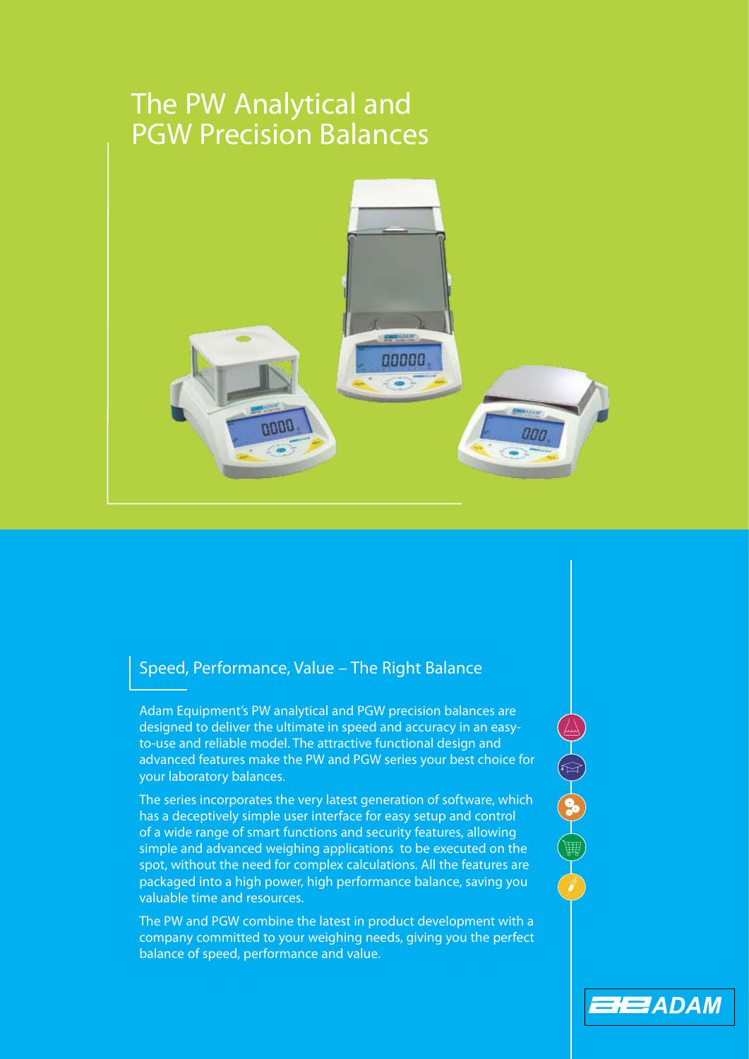# The PW Analytical and PGW Precision Balances

## Speed, Performance, Value – The Right Balance

Adam Equipment's PW analytical and PGW precision balances are designed to deliver the ultimate in speed and accuracy in an easy-to-use and reliable model. The attractive functional design and advanced features make the PW and PGW series your best choice for your laboratory balances.

The series incorporates the very latest generation of software, which has a deceptively simple user interface for easy setup and control of a wide range of smart functions and security features, allowing simple and advanced weighing applications to be executed on the spot, without the need for complex calculations. All the features are packaged into a high power, high performance balance, saving you valuable time and resources.

The PW and PGW combine the latest in product development with a company committed to your weighing needs, giving you the perfect balance of speed, performance and value.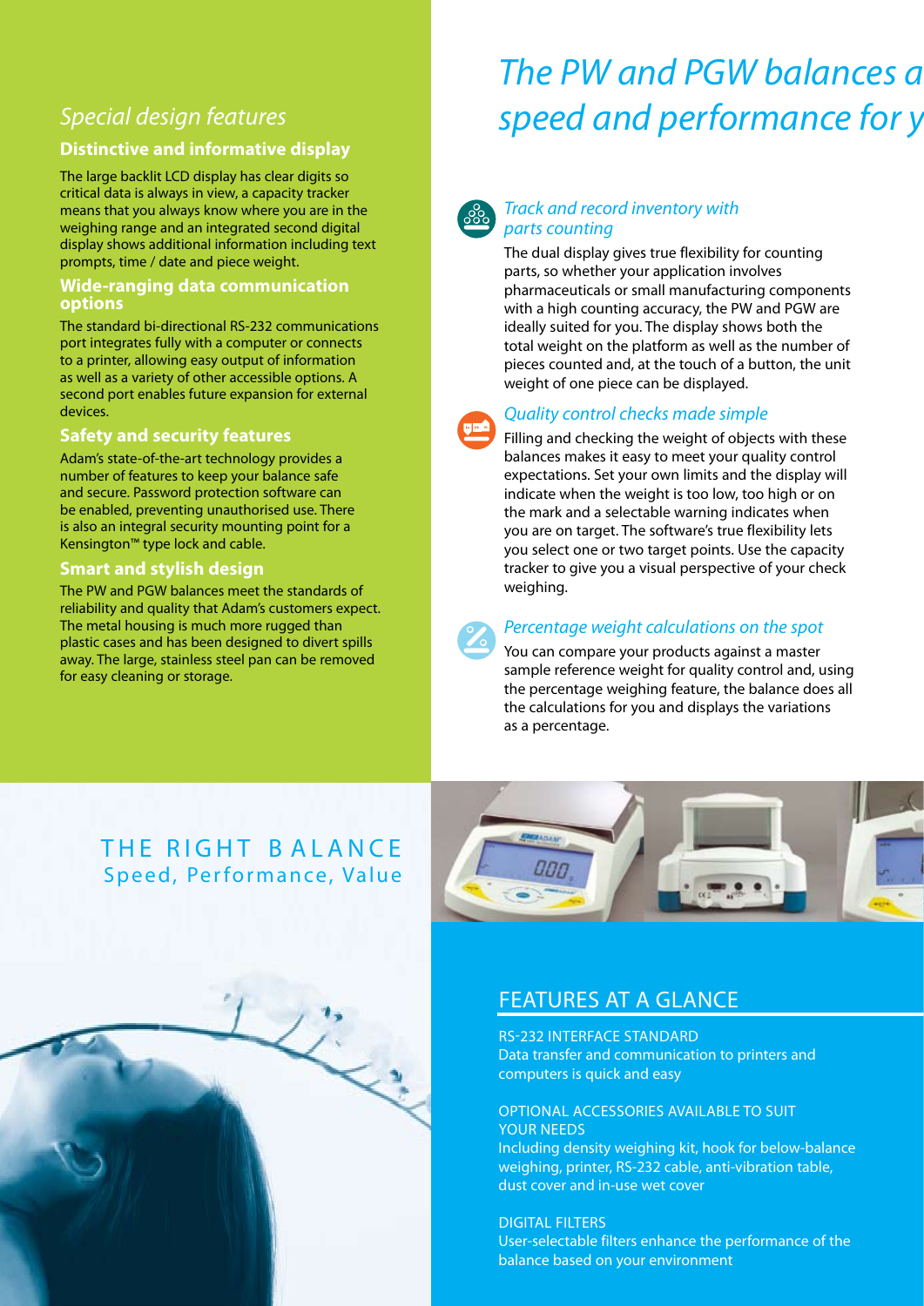## Special design features

### Distinctive and informative display

The large backlit LCD display has clear digits so critical data is always in view, a capacity tracker means that you always know where you are in the weighing range and an integrated second digital display shows additional information including text prompts, time / date and piece weight.

### Wide-ranging data communication options

The standard bi-directional RS-232 communications port integrates fully with a computer or connects to a printer, allowing easy output of information as well as a variety of other accessible options. A second port enables future expansion for external devices.

### Safety and security features

Adam's state-of-the-art technology provides a number of features to keep your balance safe and secure. Password protection software can be enabled, preventing unauthorised use. There is also an integral security mounting point for a Kensington™ type lock and cable.

### Smart and stylish design

The PW and PGW balances meet the standards of reliability and quality that Adam's customers expect. The metal housing is much more rugged than plastic cases and has been designed to divert spills away. The large, stainless steel pan can be removed for easy cleaning or storage.

# The PW and PGW balances a speed and performance for y

### *Track and record inventory with parts counting*

The dual display gives true flexibility for counting parts, so whether your application involves pharmaceuticals or small manufacturing components with a high counting accuracy, the PW and PGW are ideally suited for you. The display shows both the total weight on the platform as well as the number of pieces counted and, at the touch of a button, the unit weight of one piece can be displayed.

### *Quality control checks made simple*

Filling and checking the weight of objects with these balances makes it easy to meet your quality control expectations. Set your own limits and the display will indicate when the weight is too low, too high or on the mark and a selectable warning indicates when you are on target. The software's true flexibility lets you select one or two target points. Use the capacity tracker to give you a visual perspective of your check weighing.

### *Percentage weight calculations on the spot*

You can compare your products against a master sample reference weight for quality control and, using the percentage weighing feature, the balance does all the calculations for you and displays the variations as a percentage.

THE RIGHT BALANCE
Speed, Performance, Value

## FEATURES AT A GLANCE

RS-232 INTERFACE STANDARD
Data transfer and communication to printers and computers is quick and easy

OPTIONAL ACCESSORIES AVAILABLE TO SUIT YOUR NEEDS
Including density weighing kit, hook for below-balance weighing, printer, RS-232 cable, anti-vibration table, dust cover and in-use wet cover

DIGITAL FILTERS
User-selectable filters enhance the performance of the balance based on your environment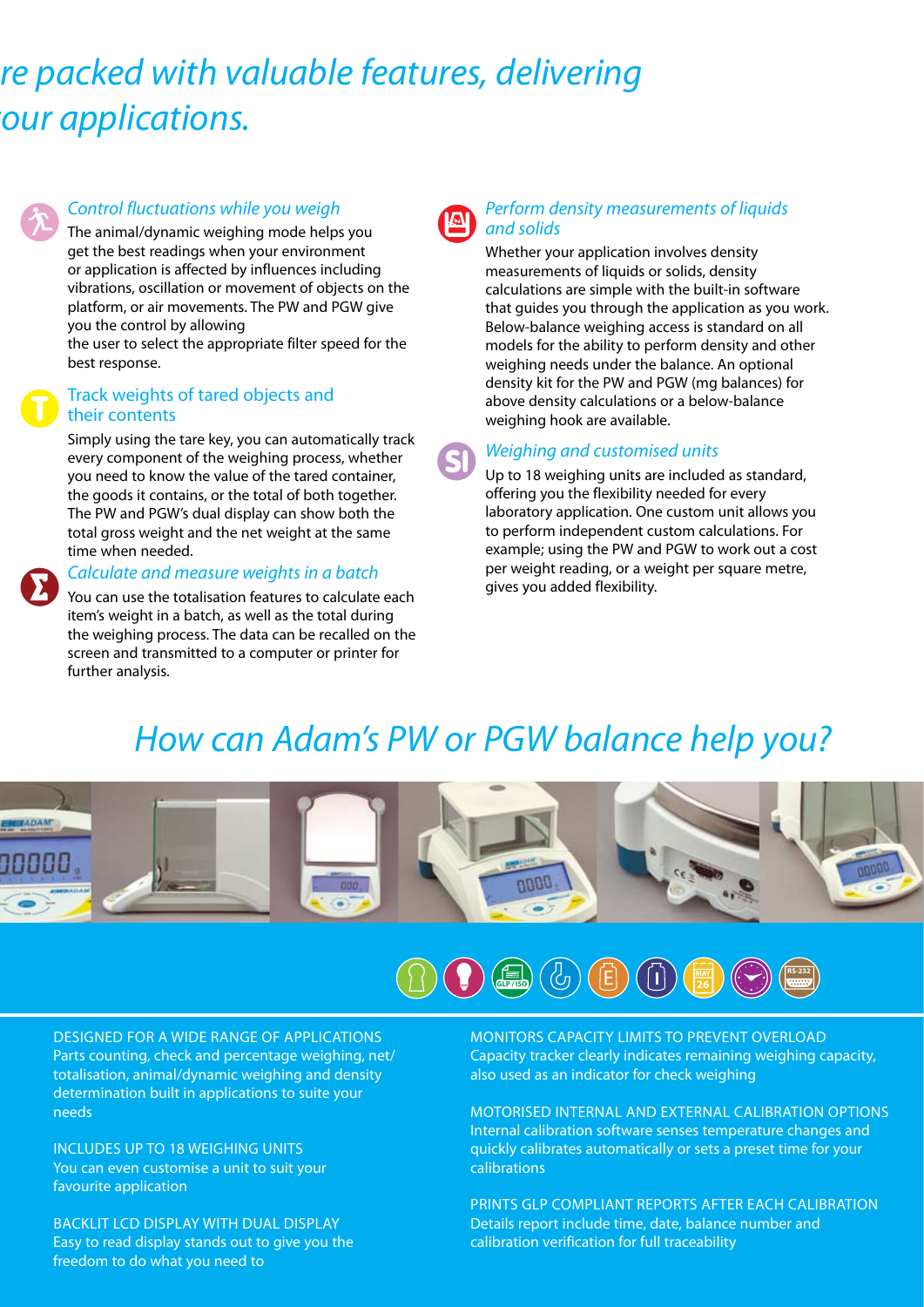# re packed with valuable features, delivering our applications.

### *Control fluctuations while you weigh*

The animal/dynamic weighing mode helps you get the best readings when your environment or application is affected by influences including vibrations, oscillation or movement of objects on the platform, or air movements. The PW and PGW give you the control by allowing the user to select the appropriate filter speed for the best response.

### Track weights of tared objects and their contents

Simply using the tare key, you can automatically track every component of the weighing process, whether you need to know the value of the tared container, the goods it contains, or the total of both together. The PW and PGW's dual display can show both the total gross weight and the net weight at the same time when needed.

### *Calculate and measure weights in a batch*

You can use the totalisation features to calculate each item's weight in a batch, as well as the total during the weighing process. The data can be recalled on the screen and transmitted to a computer or printer for further analysis.

### *Perform density measurements of liquids and solids*

Whether your application involves density measurements of liquids or solids, density calculations are simple with the built-in software that guides you through the application as you work. Below-balance weighing access is standard on all models for the ability to perform density and other weighing needs under the balance. An optional density kit for the PW and PGW (mg balances) for above density calculations or a below-balance weighing hook are available.

### *Weighing and customised units*

Up to 18 weighing units are included as standard, offering you the flexibility needed for every laboratory application. One custom unit allows you to perform independent custom calculations. For example; using the PW and PGW to work out a cost per weight reading, or a weight per square metre, gives you added flexibility.

## *How can Adam's PW or PGW balance help you?*

GLP / ISO

MAY 26

RS-232

**DESIGNED FOR A WIDE RANGE OF APPLICATIONS**
Parts counting, check and percentage weighing, net/totalisation, animal/dynamic weighing and density determination built in applications to suite your needs

**INCLUDES UP TO 18 WEIGHING UNITS**
You can even customise a unit to suit your favourite application

**BACKLIT LCD DISPLAY WITH DUAL DISPLAY**
Easy to read display stands out to give you the freedom to do what you need to

**MONITORS CAPACITY LIMITS TO PREVENT OVERLOAD**
Capacity tracker clearly indicates remaining weighing capacity, also used as an indicator for check weighing

**MOTORISED INTERNAL AND EXTERNAL CALIBRATION OPTIONS**
Internal calibration software senses temperature changes and quickly calibrates automatically or sets a preset time for your calibrations

**PRINTS GLP COMPLIANT REPORTS AFTER EACH CALIBRATION**
Details report include time, date, balance number and calibration verification for full traceability